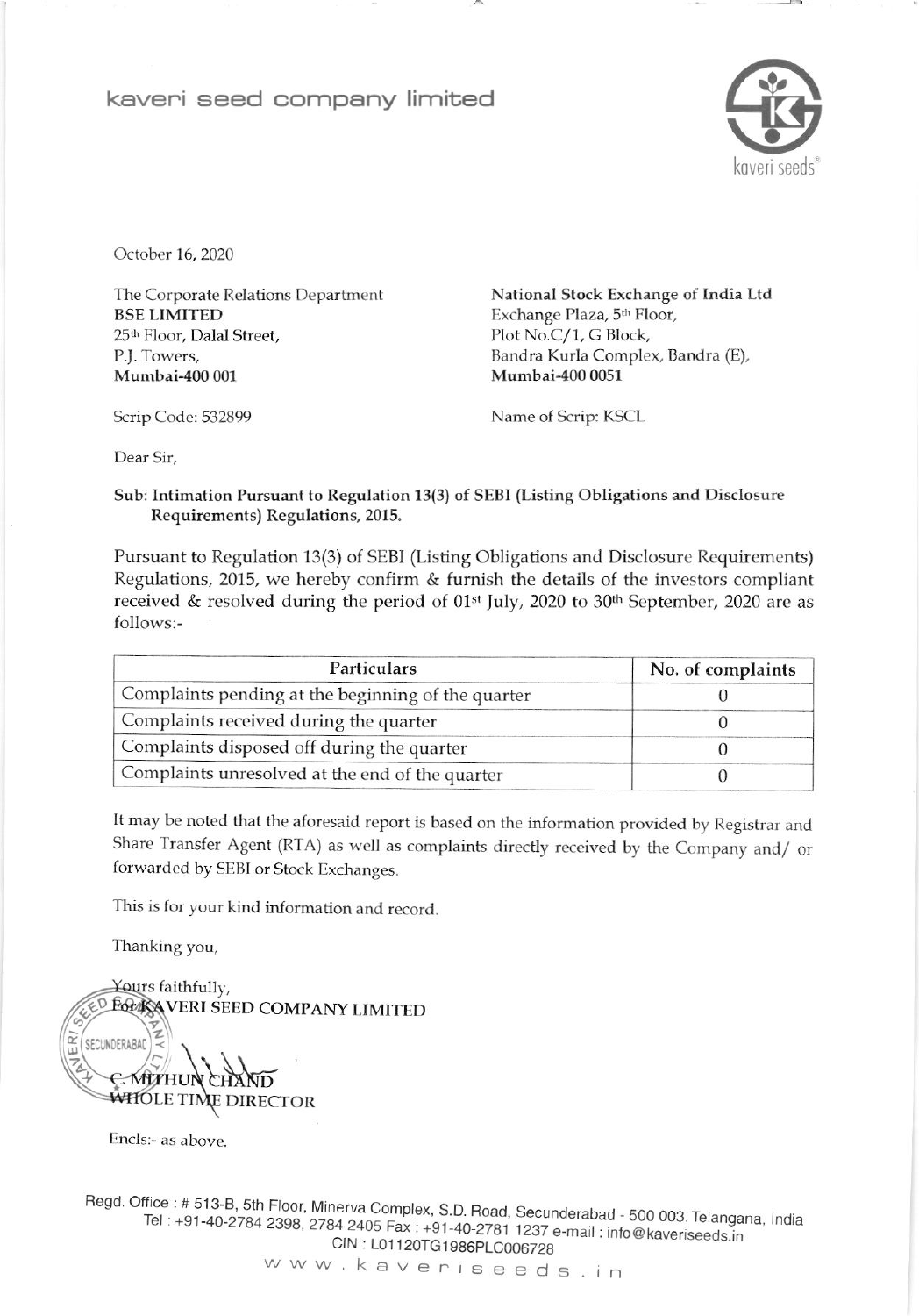# kaveri seed company limited

October 16, 2020

The Corporate Relations Department
**BSE LIMITED**
25th Floor, Dalal Street,
P.J. Towers,
**Mumbai-400 001**

Scrip Code: 532899

**National Stock Exchange of India Ltd**
Exchange Plaza, 5th Floor,
Plot No.C/1, G Block,
Bandra Kurla Complex, Bandra (E),
**Mumbai-400 0051**

Name of Scrip: KSCL

Dear Sir,

**Sub: Intimation Pursuant to Regulation 13(3) of SEBI (Listing Obligations and Disclosure Requirements) Regulations, 2015.**

Pursuant to Regulation 13(3) of SEBI (Listing Obligations and Disclosure Requirements) Regulations, 2015, we hereby confirm & furnish the details of the investors compliant received & resolved during the period of 01st July, 2020 to 30th September, 2020 are as follows:-

| Particulars | No. of complaints |
| --- | --- |
| Complaints pending at the beginning of the quarter | 0 |
| Complaints received during the quarter | 0 |
| Complaints disposed off during the quarter | 0 |
| Complaints unresolved at the end of the quarter | 0 |

It may be noted that the aforesaid report is based on the information provided by Registrar and Share Transfer Agent (RTA) as well as complaints directly received by the Company and/ or forwarded by SEBI or Stock Exchanges.

This is for your kind information and record.

Thanking you,

Yours faithfully,
**For KAVERI SEED COMPANY LIMITED**

C. MITHUN CHAND
WHOLE TIME DIRECTOR

Encls:- as above.

Regd. Office : # 513-B, 5th Floor, Minerva Complex, S.D. Road, Secunderabad - 500 003. Telangana, India
Tel : +91-40-2784 2398, 2784 2405 Fax : +91-40-2781 1237 e-mail : info@kaveriseeds.in
CIN : L01120TG1986PLC006728
www.kaveriseeds.in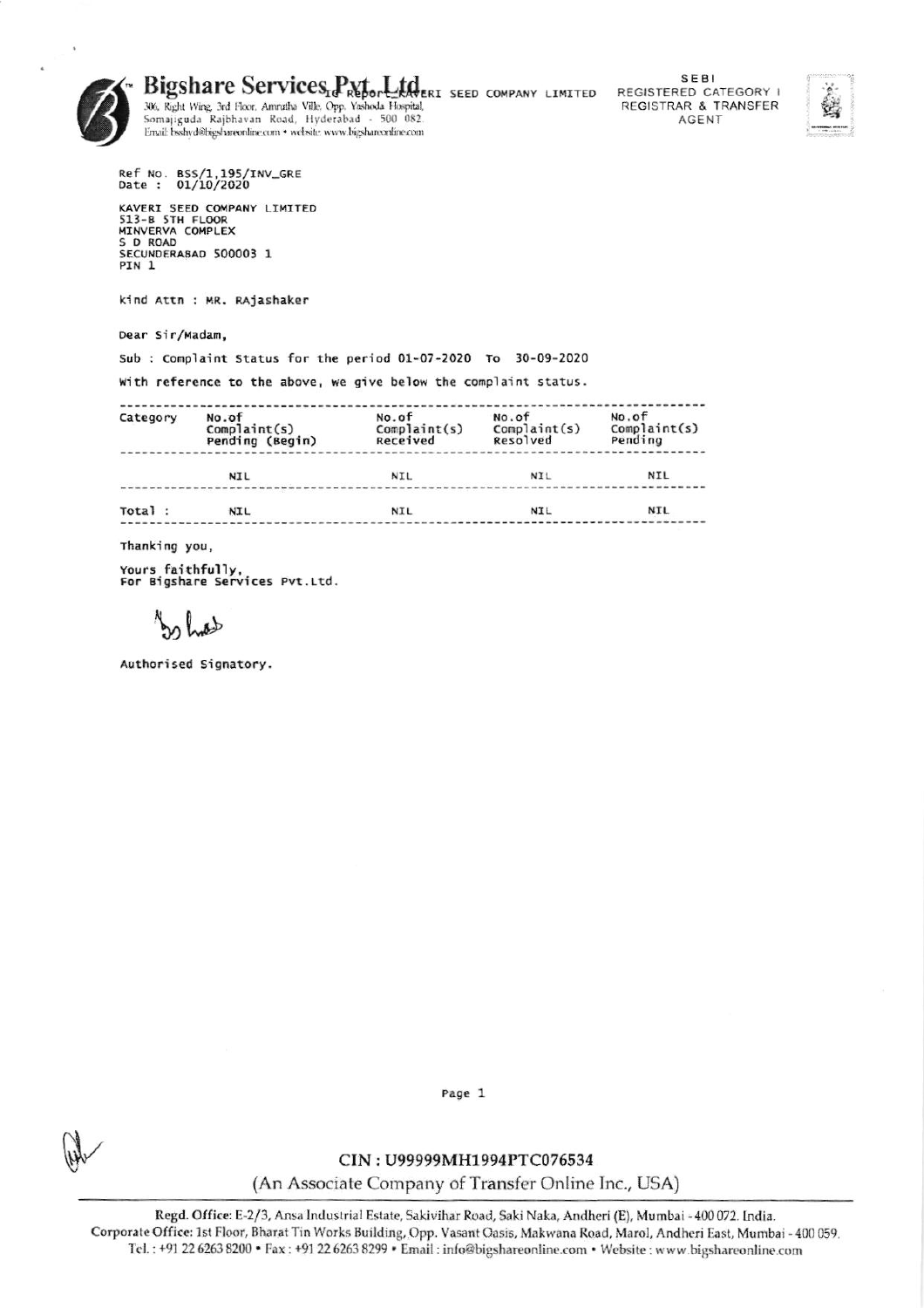**Bigshare Services Pvt. Ltd.**
306, Right Wing, 3rd Floor, Amrutha Ville, Opp. Yashoda Hospital, Somajiguda Rajbhavan Road, Hyderabad - 500 082.
Email: bsshyd@bigshareonline.com • website: www.bigshareonline.com

SEBI REGISTERED CATEGORY I REGISTRAR & TRANSFER AGENT

Ref No. BSS/1,195/INV_GRE
Date : 01/10/2020

KAVERI SEED COMPANY LIMITED
513-B 5TH FLOOR
MINVERVA COMPLEX
S D ROAD
SECUNDERABAD 500003 1
PIN 1

kind Attn : MR. RAjashaker

Dear Sir/Madam,

Sub : Complaint Status for the period 01-07-2020 To 30-09-2020

With reference to the above, we give below the complaint status.

| Category | No.of Complaint(s) Pending (Begin) | No.of Complaint(s) Received | No.of Complaint(s) Resolved | No.of Complaint(s) Pending |
|---|---|---|---|---|
| | NIL | NIL | NIL | NIL |
| Total : | NIL | NIL | NIL | NIL |

Thanking you,

Yours faithfully,
For Bigshare Services Pvt.Ltd.

Authorised Signatory.

**CIN : U99999MH1994PTC076534**
(An Associate Company of Transfer Online Inc., USA)

Regd. Office: E-2/3, Ansa Industrial Estate, Sakivihar Road, Saki Naka, Andheri (E), Mumbai - 400 072. India.
Corporate Office: 1st Floor, Bharat Tin Works Building, Opp. Vasant Oasis, Makwana Road, Marol, Andheri East, Mumbai - 400 059.
Tel. : +91 22 6263 8200 • Fax : +91 22 6263 8299 • Email : info@bigshareonline.com • Website : www.bigshareonline.com